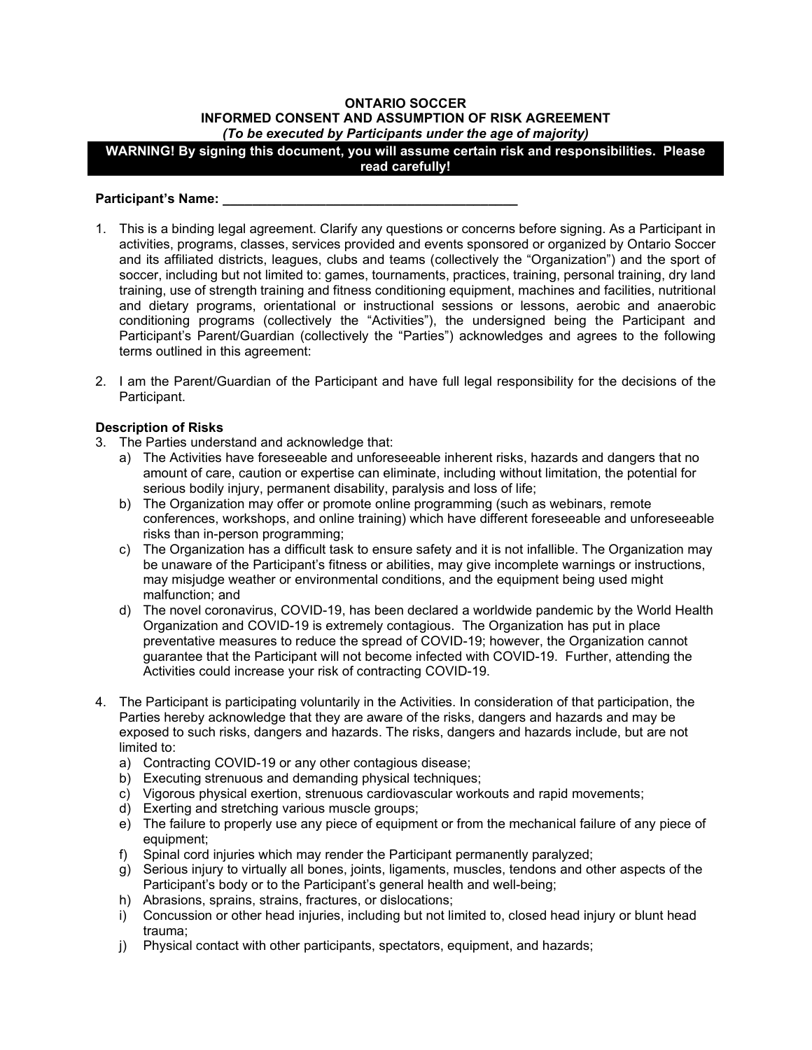**ONTARIO SOCCER**
**INFORMED CONSENT AND ASSUMPTION OF RISK AGREEMENT**
***(To be executed by Participants under the age of majority)***

**WARNING! By signing this document, you will assume certain risk and responsibilities. Please read carefully!**

**Participant's Name: ________________________________________**

1. This is a binding legal agreement. Clarify any questions or concerns before signing. As a Participant in activities, programs, classes, services provided and events sponsored or organized by Ontario Soccer and its affiliated districts, leagues, clubs and teams (collectively the "Organization") and the sport of soccer, including but not limited to: games, tournaments, practices, training, personal training, dry land training, use of strength training and fitness conditioning equipment, machines and facilities, nutritional and dietary programs, orientational or instructional sessions or lessons, aerobic and anaerobic conditioning programs (collectively the "Activities"), the undersigned being the Participant and Participant's Parent/Guardian (collectively the "Parties") acknowledges and agrees to the following terms outlined in this agreement:

2. I am the Parent/Guardian of the Participant and have full legal responsibility for the decisions of the Participant.

**Description of Risks**

3. The Parties understand and acknowledge that:
   a) The Activities have foreseeable and unforeseeable inherent risks, hazards and dangers that no amount of care, caution or expertise can eliminate, including without limitation, the potential for serious bodily injury, permanent disability, paralysis and loss of life;
   b) The Organization may offer or promote online programming (such as webinars, remote conferences, workshops, and online training) which have different foreseeable and unforeseeable risks than in-person programming;
   c) The Organization has a difficult task to ensure safety and it is not infallible. The Organization may be unaware of the Participant's fitness or abilities, may give incomplete warnings or instructions, may misjudge weather or environmental conditions, and the equipment being used might malfunction; and
   d) The novel coronavirus, COVID-19, has been declared a worldwide pandemic by the World Health Organization and COVID-19 is extremely contagious. The Organization has put in place preventative measures to reduce the spread of COVID-19; however, the Organization cannot guarantee that the Participant will not become infected with COVID-19. Further, attending the Activities could increase your risk of contracting COVID-19.

4. The Participant is participating voluntarily in the Activities. In consideration of that participation, the Parties hereby acknowledge that they are aware of the risks, dangers and hazards and may be exposed to such risks, dangers and hazards. The risks, dangers and hazards include, but are not limited to:
   a) Contracting COVID-19 or any other contagious disease;
   b) Executing strenuous and demanding physical techniques;
   c) Vigorous physical exertion, strenuous cardiovascular workouts and rapid movements;
   d) Exerting and stretching various muscle groups;
   e) The failure to properly use any piece of equipment or from the mechanical failure of any piece of equipment;
   f) Spinal cord injuries which may render the Participant permanently paralyzed;
   g) Serious injury to virtually all bones, joints, ligaments, muscles, tendons and other aspects of the Participant's body or to the Participant's general health and well-being;
   h) Abrasions, sprains, strains, fractures, or dislocations;
   i) Concussion or other head injuries, including but not limited to, closed head injury or blunt head trauma;
   j) Physical contact with other participants, spectators, equipment, and hazards;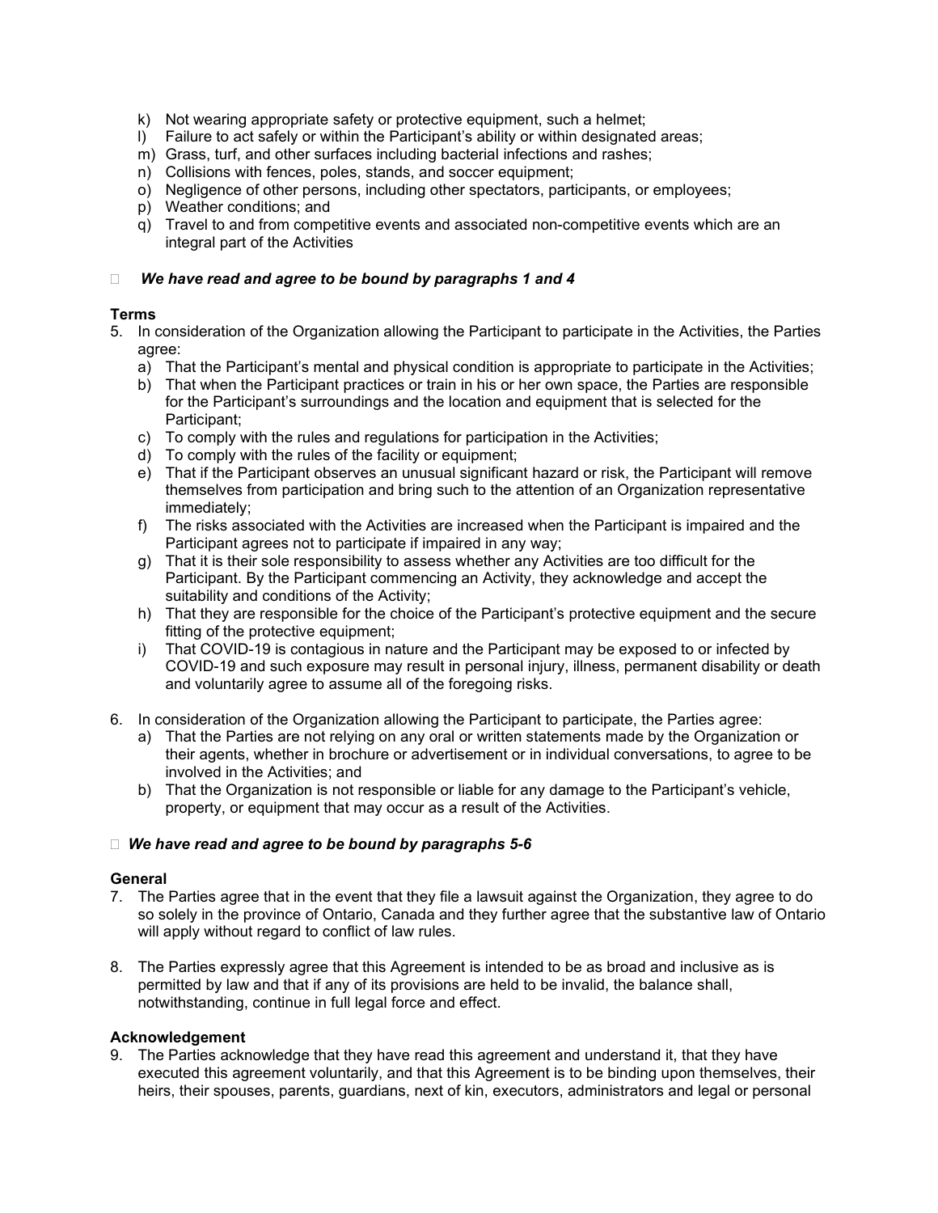k) Not wearing appropriate safety or protective equipment, such a helmet;
l) Failure to act safely or within the Participant's ability or within designated areas;
m) Grass, turf, and other surfaces including bacterial infections and rashes;
n) Collisions with fences, poles, stands, and soccer equipment;
o) Negligence of other persons, including other spectators, participants, or employees;
p) Weather conditions; and
q) Travel to and from competitive events and associated non-competitive events which are an integral part of the Activities

☐ ***We have read and agree to be bound by paragraphs 1 and 4***

**Terms**

5. In consideration of the Organization allowing the Participant to participate in the Activities, the Parties agree:
   a) That the Participant's mental and physical condition is appropriate to participate in the Activities;
   b) That when the Participant practices or train in his or her own space, the Parties are responsible for the Participant's surroundings and the location and equipment that is selected for the Participant;
   c) To comply with the rules and regulations for participation in the Activities;
   d) To comply with the rules of the facility or equipment;
   e) That if the Participant observes an unusual significant hazard or risk, the Participant will remove themselves from participation and bring such to the attention of an Organization representative immediately;
   f) The risks associated with the Activities are increased when the Participant is impaired and the Participant agrees not to participate if impaired in any way;
   g) That it is their sole responsibility to assess whether any Activities are too difficult for the Participant. By the Participant commencing an Activity, they acknowledge and accept the suitability and conditions of the Activity;
   h) That they are responsible for the choice of the Participant's protective equipment and the secure fitting of the protective equipment;
   i) That COVID-19 is contagious in nature and the Participant may be exposed to or infected by COVID-19 and such exposure may result in personal injury, illness, permanent disability or death and voluntarily agree to assume all of the foregoing risks.

6. In consideration of the Organization allowing the Participant to participate, the Parties agree:
   a) That the Parties are not relying on any oral or written statements made by the Organization or their agents, whether in brochure or advertisement or in individual conversations, to agree to be involved in the Activities; and
   b) That the Organization is not responsible or liable for any damage to the Participant's vehicle, property, or equipment that may occur as a result of the Activities.

☐ ***We have read and agree to be bound by paragraphs 5-6***

**General**

7. The Parties agree that in the event that they file a lawsuit against the Organization, they agree to do so solely in the province of Ontario, Canada and they further agree that the substantive law of Ontario will apply without regard to conflict of law rules.

8. The Parties expressly agree that this Agreement is intended to be as broad and inclusive as is permitted by law and that if any of its provisions are held to be invalid, the balance shall, notwithstanding, continue in full legal force and effect.

**Acknowledgement**

9. The Parties acknowledge that they have read this agreement and understand it, that they have executed this agreement voluntarily, and that this Agreement is to be binding upon themselves, their heirs, their spouses, parents, guardians, next of kin, executors, administrators and legal or personal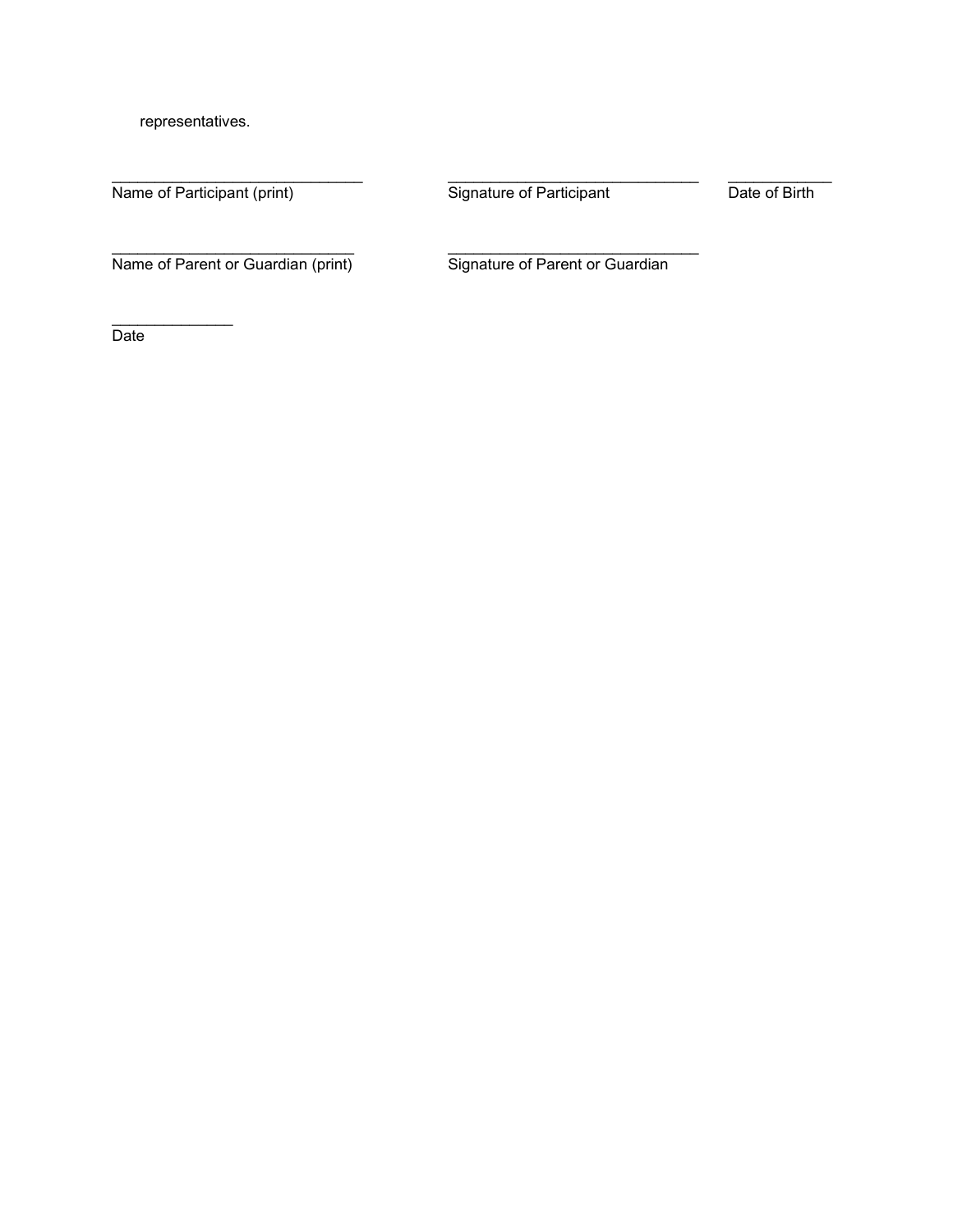representatives.

______________________________ ______________________________ ____________

Name of Participant (print) Signature of Participant Date of Birth

_____________________________ ______________________________

Name of Parent or Guardian (print) Signature of Parent or Guardian

______________

Date